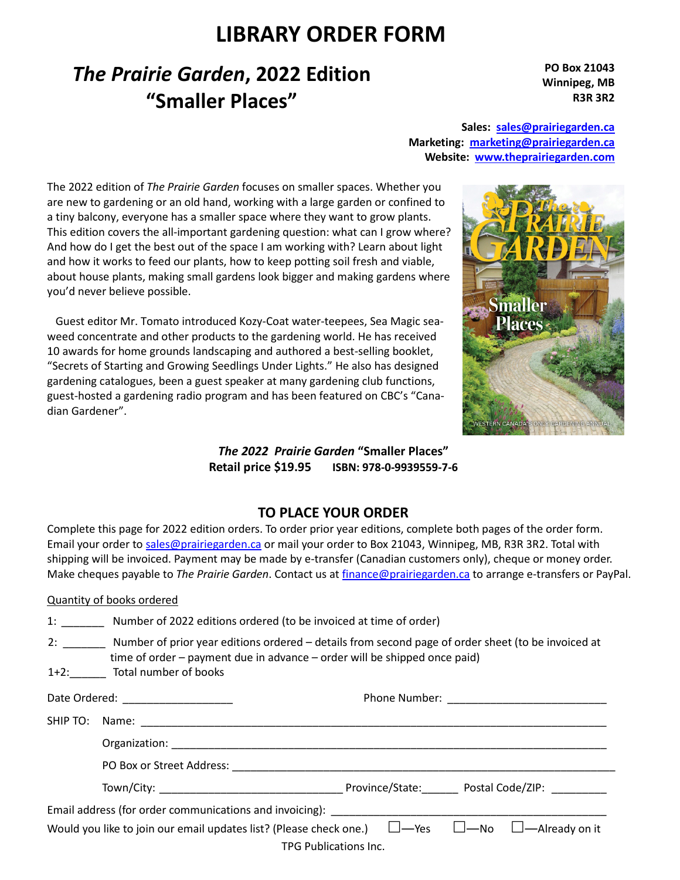# LIBRARY ORDER FORM

## *The Prairie Garden*, 2022 Edition "Smaller Places"

**PO Box 21043**
**Winnipeg, MB**
**R3R 3R2**

**Sales: sales@prairiegarden.ca**
**Marketing: marketing@prairiegarden.ca**
**Website: www.theprairiegarden.com**

The 2022 edition of *The Prairie Garden* focuses on smaller spaces. Whether you are new to gardening or an old hand, working with a large garden or confined to a tiny balcony, everyone has a smaller space where they want to grow plants. This edition covers the all-important gardening question: what can I grow where? And how do I get the best out of the space I am working with? Learn about light and how it works to feed our plants, how to keep potting soil fresh and viable, about house plants, making small gardens look bigger and making gardens where you'd never believe possible.

Guest editor Mr. Tomato introduced Kozy-Coat water-teepees, Sea Magic sea-weed concentrate and other products to the gardening world. He has received 10 awards for home grounds landscaping and authored a best-selling booklet, "Secrets of Starting and Growing Seedlings Under Lights." He also has designed gardening catalogues, been a guest speaker at many gardening club functions, guest-hosted a gardening radio program and has been featured on CBC's "Canadian Gardener".

***The 2022 Prairie Garden* "Smaller Places"**
**Retail price $19.95 ISBN: 978-0-9939559-7-6**

## TO PLACE YOUR ORDER

Complete this page for 2022 edition orders. To order prior year editions, complete both pages of the order form. Email your order to sales@prairiegarden.ca or mail your order to Box 21043, Winnipeg, MB, R3R 3R2. Total with shipping will be invoiced. Payment may be made by e-transfer (Canadian customers only), cheque or money order. Make cheques payable to *The Prairie Garden*. Contact us at finance@prairiegarden.ca to arrange e-transfers or PayPal.

Quantity of books ordered

1: _______ Number of 2022 editions ordered (to be invoiced at time of order)

2: _______ Number of prior year editions ordered – details from second page of order sheet (to be invoiced at time of order – payment due in advance – order will be shipped once paid)

1+2:______ Total number of books

Date Ordered: __________________ Phone Number: __________________________

SHIP TO: Name: ______________________________________________________________

Organization: ________________________________________________________

PO Box or Street Address: ____________________________________________

Town/City: ____________________________ Province/State:______ Postal Code/ZIP: _________

Email address (for order communications and invoicing): ____________________________________

Would you like to join our email updates list? (Please check one.) ☐—Yes ☐—No ☐—Already on it

TPG Publications Inc.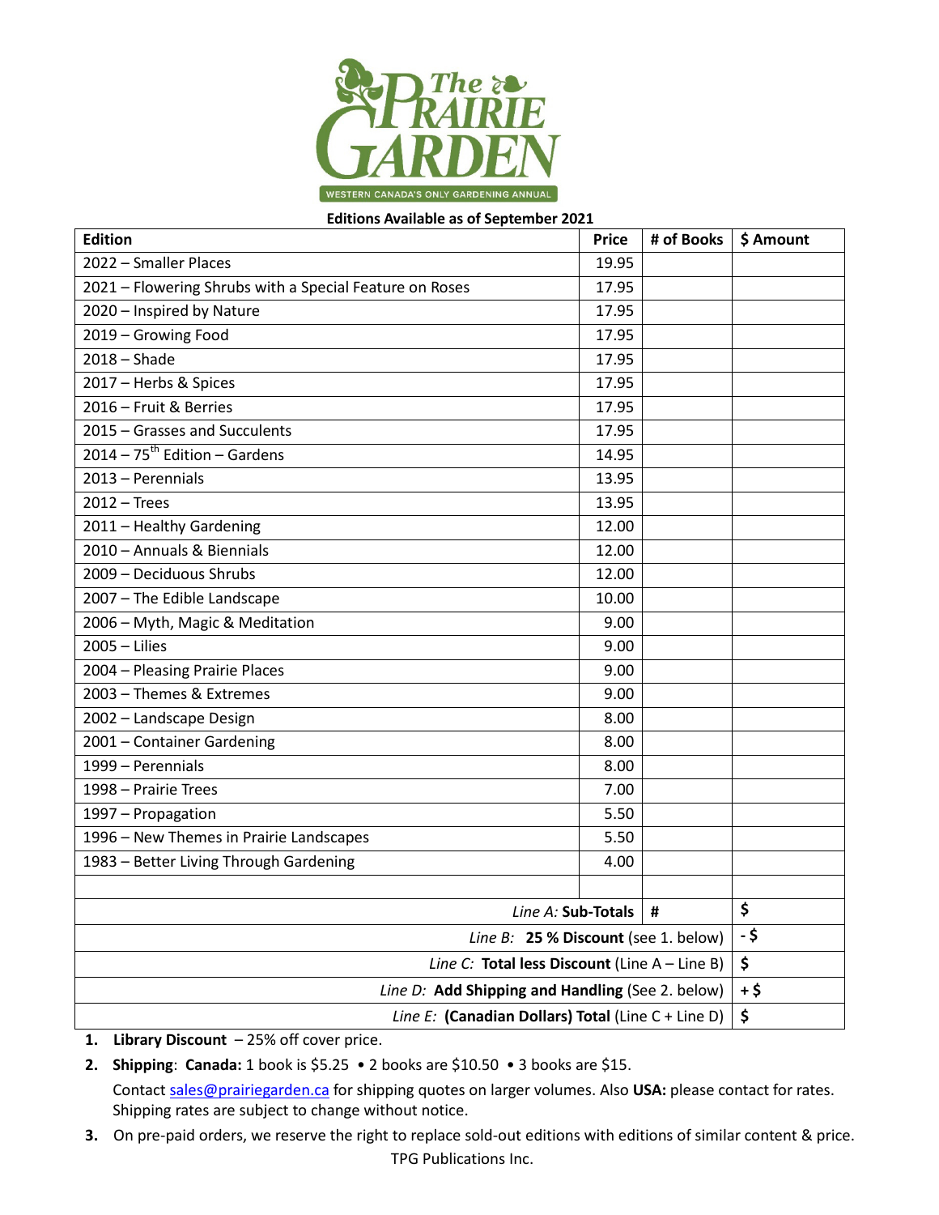The Prairie Garden

WESTERN CANADA'S ONLY GARDENING ANNUAL

**Editions Available as of September 2021**

| Edition | Price | # of Books | $ Amount |
|---|---|---|---|
| 2022 – Smaller Places | 19.95 | | |
| 2021 – Flowering Shrubs with a Special Feature on Roses | 17.95 | | |
| 2020 – Inspired by Nature | 17.95 | | |
| 2019 – Growing Food | 17.95 | | |
| 2018 – Shade | 17.95 | | |
| 2017 – Herbs & Spices | 17.95 | | |
| 2016 – Fruit & Berries | 17.95 | | |
| 2015 – Grasses and Succulents | 17.95 | | |
| 2014 – 75th Edition – Gardens | 14.95 | | |
| 2013 – Perennials | 13.95 | | |
| 2012 – Trees | 13.95 | | |
| 2011 – Healthy Gardening | 12.00 | | |
| 2010 – Annuals & Biennials | 12.00 | | |
| 2009 – Deciduous Shrubs | 12.00 | | |
| 2007 – The Edible Landscape | 10.00 | | |
| 2006 – Myth, Magic & Meditation | 9.00 | | |
| 2005 – Lilies | 9.00 | | |
| 2004 – Pleasing Prairie Places | 9.00 | | |
| 2003 – Themes & Extremes | 9.00 | | |
| 2002 – Landscape Design | 8.00 | | |
| 2001 – Container Gardening | 8.00 | | |
| 1999 – Perennials | 8.00 | | |
| 1998 – Prairie Trees | 7.00 | | |
| 1997 – Propagation | 5.50 | | |
| 1996 – New Themes in Prairie Landscapes | 5.50 | | |
| 1983 – Better Living Through Gardening | 4.00 | | |
| | | | |
| *Line A:* **Sub-Totals** | | # | $ |
| *Line B:* **25 % Discount** (see 1. below) | | | - $ |
| *Line C:* **Total less Discount** (Line A – Line B) | | | $ |
| *Line D:* **Add Shipping and Handling** (See 2. below) | | | + $ |
| *Line E:* **(Canadian Dollars) Total** (Line C + Line D) | | | $ |

1. **Library Discount** – 25% off cover price.
2. **Shipping**: **Canada:** 1 book is $5.25 • 2 books are $10.50 • 3 books are $15.
   Contact sales@prairiegarden.ca for shipping quotes on larger volumes. Also **USA:** please contact for rates. Shipping rates are subject to change without notice.
3. On pre-paid orders, we reserve the right to replace sold-out editions with editions of similar content & price.

TPG Publications Inc.